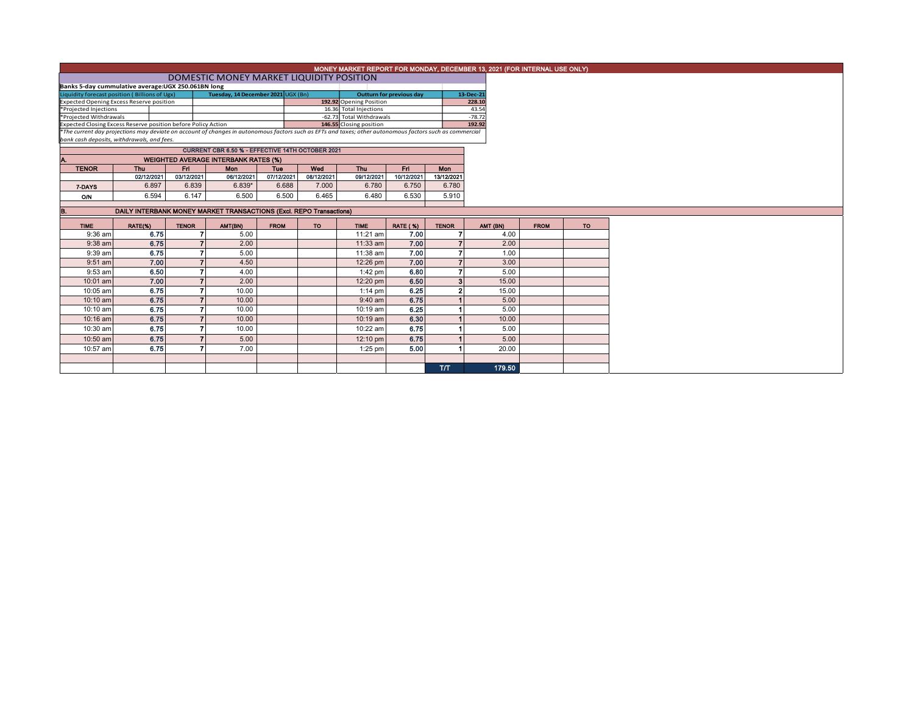## MONEY MARKET REPORT FOR MONDAY, DECEMBER 13, 2021 (FOR INTERNAL USE ONLY)

### DOMESTIC MONEY MARKET LIQUIDITY POSITION

**Banks 5-day cummulative average:UGX 250.061BN long**

| Liquidity forecast position ( Billions of Ugx) | Tuesday, 14 December 2021 UGX (Bn) | Outturn for previous day | 13-Dec-21 |
|---|---|---|---|
| Expected Opening Excess Reserve position | 192.92 | Opening Position | 228.10 |
| *Projected Injections | 16.36 | Total Injections | 43.54 |
| *Projected Withdrawals | -62.73 | Total Withdrawals | -78.72 |
| Expected Closing Excess Reserve position before Policy Action | 146.55 | Closing position | 192.92 |

*The current day projections may deviate on account of changes in autonomous factors such as EFTs and taxes; other autonomous factors such as commercial bank cash deposits, withdrawals, and fees.*

**CURRENT CBR 6.50 % - EFFECTIVE 14TH OCTOBER 2021**

**A. WEIGHTED AVERAGE INTERBANK RATES (%)**

| TENOR | Thu | Fri | Mon | Tue | Wed | Thu | Fri | Mon |
|---|---|---|---|---|---|---|---|---|
| | 02/12/2021 | 03/12/2021 | 06/12/2021 | 07/12/2021 | 08/12/2021 | 09/12/2021 | 10/12/2021 | 13/12/2021 |
| 7-DAYS | 6.897 | 6.839 | 6.839* | 6.688 | 7.000 | 6.780 | 6.750 | 6.780 |
| O/N | 6.594 | 6.147 | 6.500 | 6.500 | 6.465 | 6.480 | 6.530 | 5.910 |

**B. DAILY INTERBANK MONEY MARKET TRANSACTIONS (Excl. REPO Transactions)**

| TIME | RATE(%) | TENOR | AMT(BN) | FROM | TO | TIME | RATE (%) | TENOR | AMT (BN) | FROM | TO |
|---|---|---|---|---|---|---|---|---|---|---|---|
| 9:36 am | 6.75 | 7 | 5.00 | | | 11:21 am | 7.00 | 7 | 4.00 | | |
| 9:38 am | 6.75 | 7 | 2.00 | | | 11:33 am | 7.00 | 7 | 2.00 | | |
| 9:39 am | 6.75 | 7 | 5.00 | | | 11:38 am | 7.00 | 7 | 1.00 | | |
| 9:51 am | 7.00 | 7 | 4.50 | | | 12:26 pm | 7.00 | 7 | 3.00 | | |
| 9:53 am | 6.50 | 7 | 4.00 | | | 1:42 pm | 6.80 | 7 | 5.00 | | |
| 10:01 am | 7.00 | 7 | 2.00 | | | 12:20 pm | 6.50 | 3 | 15.00 | | |
| 10:05 am | 6.75 | 7 | 10.00 | | | 1:14 pm | 6.25 | 2 | 15.00 | | |
| 10:10 am | 6.75 | 7 | 10.00 | | | 9:40 am | 6.75 | 1 | 5.00 | | |
| 10:10 am | 6.75 | 7 | 10.00 | | | 10:19 am | 6.25 | 1 | 5.00 | | |
| 10:16 am | 6.75 | 7 | 10.00 | | | 10:19 am | 6.30 | 1 | 10.00 | | |
| 10:30 am | 6.75 | 7 | 10.00 | | | 10:22 am | 6.75 | 1 | 5.00 | | |
| 10:50 am | 6.75 | 7 | 5.00 | | | 12:10 pm | 6.75 | 1 | 5.00 | | |
| 10:57 am | 6.75 | 7 | 7.00 | | | 1:25 pm | 5.00 | 1 | 20.00 | | |
| | | | | | | | | T/T | 179.50 | | |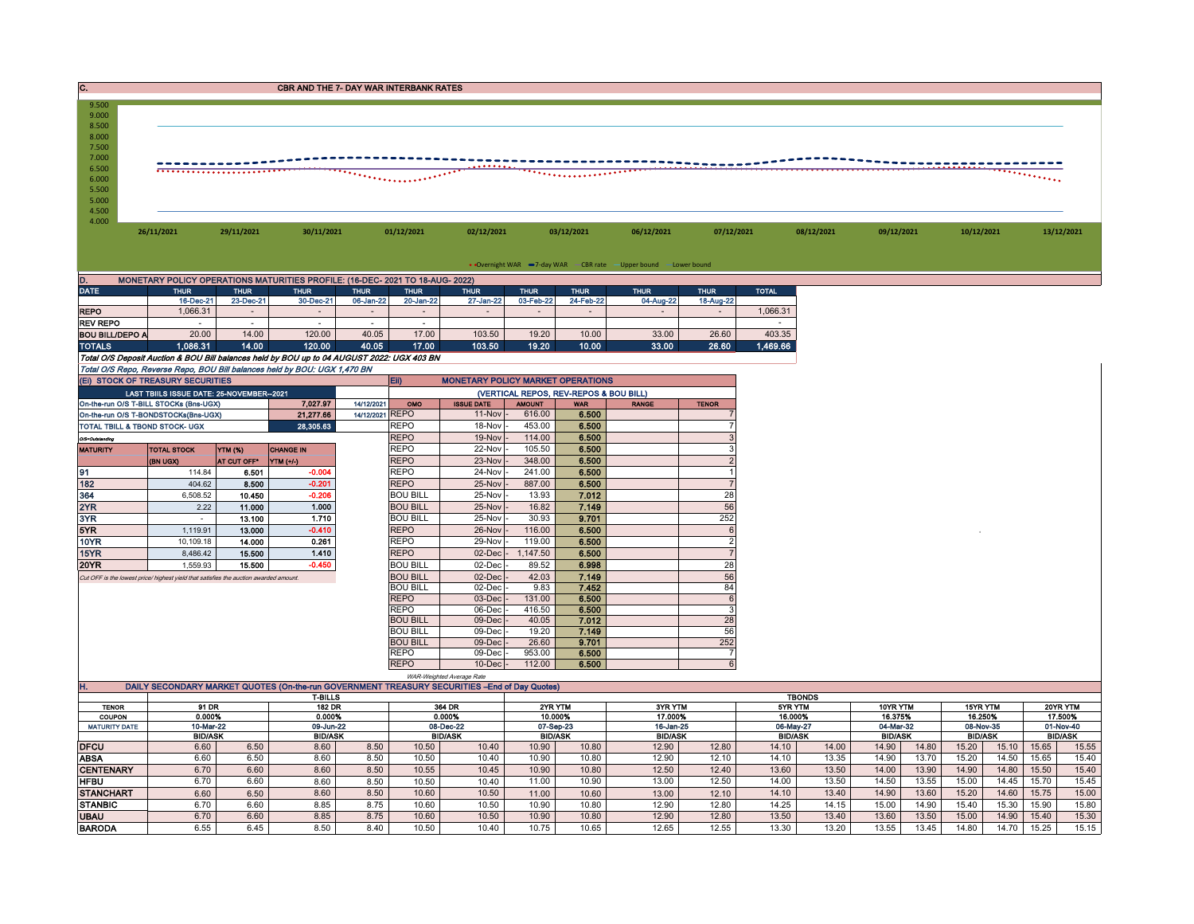## C. CBR AND THE 7- DAY WAR INTERBANK RATES

9.500
9.000
8.500
8.000
7.500
7.000
6.500
6.000
5.500
5.000
4.500
4.000

26/11/2021 29/11/2021 30/11/2021 01/12/2021 02/12/2021 03/12/2021 06/12/2021 07/12/2021 08/12/2021 09/12/2021 10/12/2021 13/12/2021

Overnight WAR — 7-day WAR — CBR rate — Upper bound — Lower bound

## D. MONETARY POLICY OPERATIONS MATURITIES PROFILE: (16-DEC- 2021 TO 18-AUG- 2022)

| DATE | THUR | THUR | THUR | THUR | THUR | THUR | THUR | THUR | THUR | THUR | TOTAL |
|---|---|---|---|---|---|---|---|---|---|---|---|
| | 16-Dec-21 | 23-Dec-21 | 30-Dec-21 | 06-Jan-22 | 20-Jan-22 | 27-Jan-22 | 03-Feb-22 | 24-Feb-22 | 04-Aug-22 | 18-Aug-22 | |
| REPO | 1,066.31 | - | - | - | - | - | - | - | - | - | 1,066.31 |
| REV REPO | - | - | - | - | - | - | - | - | - | - | - |
| BOU BILL/DEPO A | 20.00 | 14.00 | 120.00 | 40.05 | 17.00 | 103.50 | 19.20 | 10.00 | 33.00 | 26.60 | 403.35 |
| TOTALS | 1,086.31 | 14.00 | 120.00 | 40.05 | 17.00 | 103.50 | 19.20 | 10.00 | 33.00 | 26.60 | 1,469.66 |

*Total O/S Deposit Auction & BOU Bill balances held by BOU up to 04 AUGUST 2022: UGX 403 BN*

*Total O/S Repo, Reverse Repo, BOU Bill balances held by BOU: UGX 1,470 BN*

## (Ei) STOCK OF TREASURY SECURITIES

| LAST TBIILS ISSUE DATE: 25-NOVEMBER--2021 | | |
|---|---|---|
| On-the-run O/S T-BILL STOCKs (Bns-UGX) | 7,027.97 | 14/12/2021 |
| On-the-run O/S T-BONDSTOCKs(Bns-UGX) | 21,277.66 | 14/12/2021 |
| TOTAL TBILL & TBOND STOCK- UGX | 28,305.63 | |

*O/S=Outstanding*

| MATURITY | TOTAL STOCK (BN UGX) | YTM (%) AT CUT OFF* | CHANGE IN YTM (+/-) |
|---|---|---|---|
| 91 | 114.84 | 6.501 | -0.004 |
| 182 | 404.62 | 8.500 | -0.201 |
| 364 | 6,508.52 | 10.450 | -0.206 |
| 2YR | 2.22 | 11.000 | 1.000 |
| 3YR | - | 13.100 | 1.710 |
| 5YR | 1,119.91 | 13.000 | -0.410 |
| 10YR | 10,109.18 | 14.000 | 0.261 |
| 15YR | 8,486.42 | 15.500 | 1.410 |
| 20YR | 1,559.93 | 15.500 | -0.450 |

*Cut OFF is the lowest price/ highest yield that satisfies the auction awarded amount.*

## Eii) MONETARY POLICY MARKET OPERATIONS

(VERTICAL REPOS, REV-REPOS & BOU BILL)

| OMO | ISSUE DATE | AMOUNT | WAR | RANGE | TENOR |
|---|---|---|---|---|---|
| REPO | 11-Nov | 616.00 | 6.500 | | 7 |
| REPO | 18-Nov | 453.00 | 6.500 | | 7 |
| REPO | 19-Nov | 114.00 | 6.500 | | 3 |
| REPO | 22-Nov | 105.50 | 6.500 | | 3 |
| REPO | 23-Nov | 348.00 | 6.500 | | 2 |
| REPO | 24-Nov | 241.00 | 6.500 | | 1 |
| REPO | 25-Nov | 887.00 | 6.500 | | 7 |
| BOU BILL | 25-Nov | 13.93 | 7.012 | | 28 |
| BOU BILL | 25-Nov | 16.82 | 7.149 | | 56 |
| BOU BILL | 25-Nov | 30.93 | 9.701 | | 252 |
| REPO | 26-Nov | 116.00 | 6.500 | | 6 |
| REPO | 29-Nov | 119.00 | 6.500 | | 2 |
| REPO | 02-Dec | 1,147.50 | 6.500 | | 7 |
| BOU BILL | 02-Dec | 89.52 | 6.998 | | 28 |
| BOU BILL | 02-Dec | 42.03 | 7.149 | | 56 |
| BOU BILL | 02-Dec | 9.83 | 7.452 | | 84 |
| REPO | 03-Dec | 131.00 | 6.500 | | 6 |
| REPO | 06-Dec | 416.50 | 6.500 | | 3 |
| BOU BILL | 09-Dec | 40.05 | 7.012 | | 28 |
| BOU BILL | 09-Dec | 19.20 | 7.149 | | 56 |
| BOU BILL | 09-Dec | 26.60 | 9.701 | | 252 |
| REPO | 09-Dec | 953.00 | 6.500 | | 7 |
| REPO | 10-Dec | 112.00 | 6.500 | | 6 |

*WAR-Weighted Average Rate*

## H. DAILY SECONDARY MARKET QUOTES (On-the-run GOVERNMENT TREASURY SECURITIES –End of Day Quotes)

| | T-BILLS | | | | | | TBONDS | | | | | | | | | | | |
|---|---|---|---|---|---|---|---|---|---|---|---|---|---|---|---|---|---|---|
| TENOR | 91 DR | | 182 DR | | 364 DR | | 2YR YTM | | 3YR YTM | | 5YR YTM | | 10YR YTM | | 15YR YTM | | 20YR YTM | |
| COUPON | 0.000% | | 0.000% | | 0.000% | | 10.000% | | 17.000% | | 16.000% | | 16.375% | | 16.250% | | 17.500% | |
| MATURITY DATE | 10-Mar-22 | | 09-Jun-22 | | 08-Dec-22 | | 07-Sep-23 | | 16-Jan-25 | | 06-May-27 | | 04-Mar-32 | | 08-Nov-35 | | 01-Nov-40 | |
| | BID/ASK | | BID/ASK | | BID/ASK | | BID/ASK | | BID/ASK | | BID/ASK | | BID/ASK | | BID/ASK | | BID/ASK | |
| DFCU | 6.60 | 6.50 | 8.60 | 8.50 | 10.50 | 10.40 | 10.90 | 10.80 | 12.90 | 12.80 | 14.10 | 14.00 | 14.90 | 14.80 | 15.20 | 15.10 | 15.65 | 15.55 |
| ABSA | 6.60 | 6.50 | 8.60 | 8.50 | 10.50 | 10.40 | 10.90 | 10.80 | 12.90 | 12.10 | 14.10 | 13.35 | 14.90 | 13.70 | 15.20 | 14.50 | 15.65 | 15.40 |
| CENTENARY | 6.70 | 6.60 | 8.60 | 8.50 | 10.55 | 10.45 | 10.90 | 10.80 | 12.50 | 12.40 | 13.60 | 13.50 | 14.00 | 13.90 | 14.90 | 14.80 | 15.50 | 15.40 |
| HFBU | 6.70 | 6.60 | 8.60 | 8.50 | 10.50 | 10.40 | 11.00 | 10.90 | 13.00 | 12.50 | 14.00 | 13.50 | 14.50 | 13.55 | 15.00 | 14.45 | 15.70 | 15.45 |
| STANCHART | 6.60 | 6.50 | 8.60 | 8.50 | 10.60 | 10.50 | 11.00 | 10.60 | 13.00 | 12.10 | 14.10 | 13.40 | 14.90 | 13.60 | 15.20 | 14.60 | 15.75 | 15.00 |
| STANBIC | 6.70 | 6.60 | 8.85 | 8.75 | 10.60 | 10.50 | 10.90 | 10.80 | 12.90 | 12.80 | 14.25 | 14.15 | 15.00 | 14.90 | 15.40 | 15.30 | 15.90 | 15.80 |
| UBAU | 6.70 | 6.60 | 8.85 | 8.75 | 10.60 | 10.50 | 10.90 | 10.80 | 12.90 | 12.80 | 13.50 | 13.40 | 13.60 | 13.50 | 15.00 | 14.90 | 15.40 | 15.30 |
| BARODA | 6.55 | 6.45 | 8.50 | 8.40 | 10.50 | 10.40 | 10.75 | 10.65 | 12.65 | 12.55 | 13.30 | 13.20 | 13.55 | 13.45 | 14.80 | 14.70 | 15.25 | 15.15 |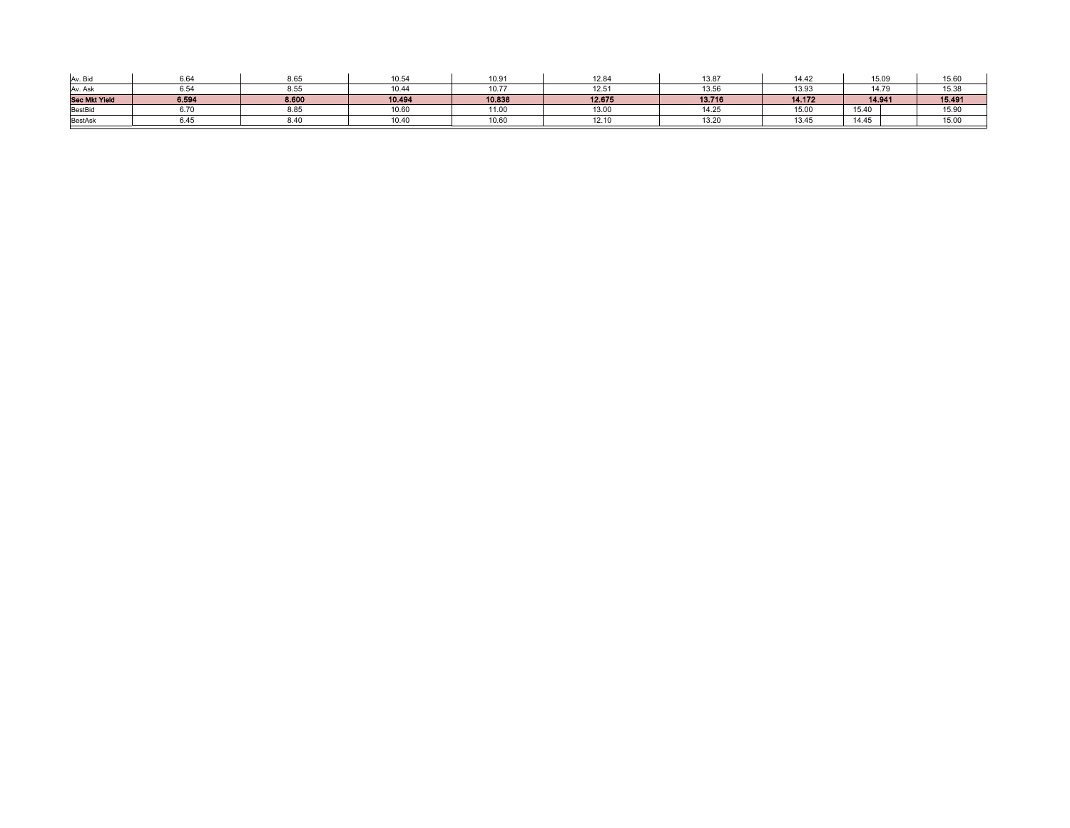| | | | | | | | | | |
|---|---|---|---|---|---|---|---|---|---|
| Av. Bid | 6.64 | 8.65 | 10.54 | 10.91 | 12.84 | 13.87 | 14.42 | 15.09 | 15.60 |
| Av. Ask | 6.54 | 8.55 | 10.44 | 10.77 | 12.51 | 13.56 | 13.93 | 14.79 | 15.38 |
| **Sec Mkt Yield** | **6.594** | **8.600** | **10.494** | **10.838** | **12.675** | **13.716** | **14.172** | **14.941** | **15.491** |
| BestBid | 6.70 | 8.85 | 10.60 | 11.00 | 13.00 | 14.25 | 15.00 | 15.40 | 15.90 |
| BestAsk | 6.45 | 8.40 | 10.40 | 10.60 | 12.10 | 13.20 | 13.45 | 14.45 | 15.00 |